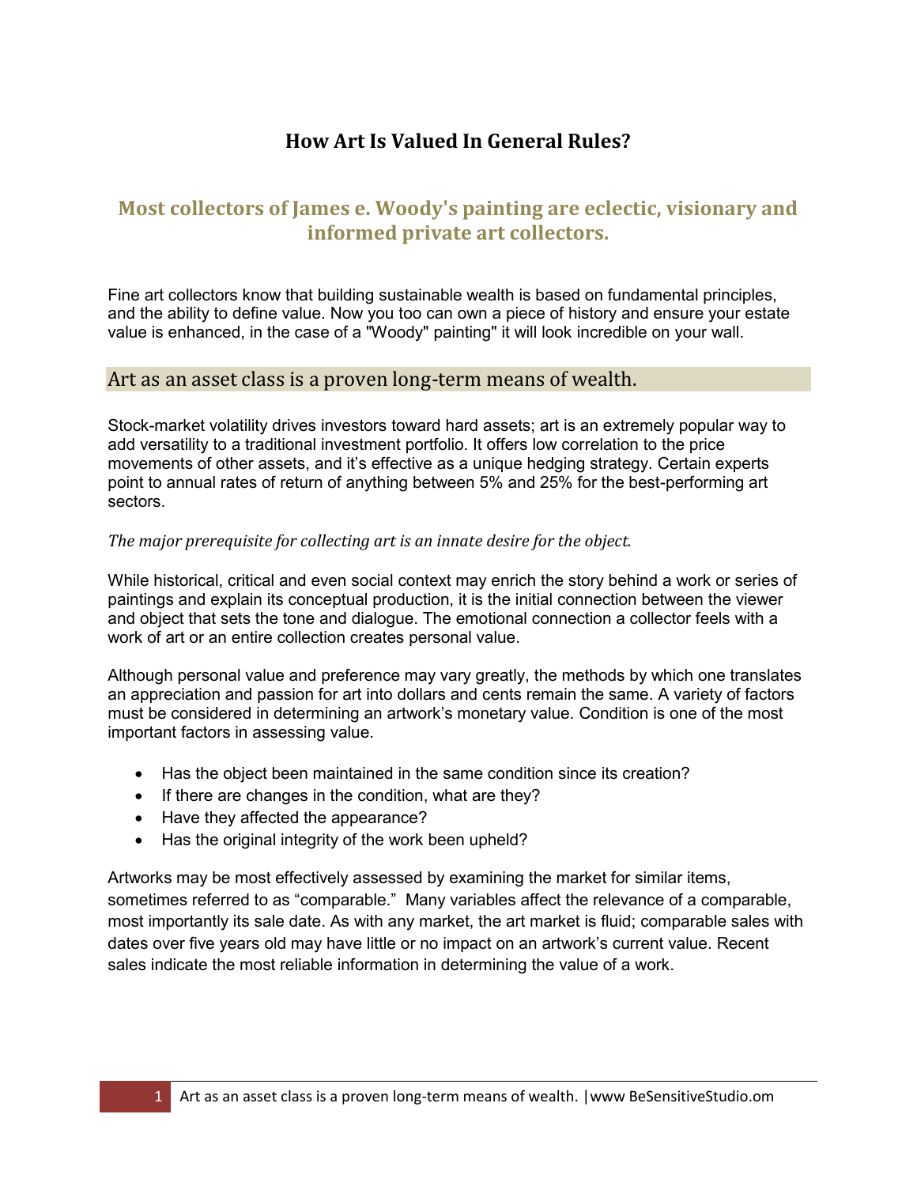# How Art Is Valued In General Rules?

## Most collectors of James e. Woody's painting are eclectic, visionary and informed private art collectors.

Fine art collectors know that building sustainable wealth is based on fundamental principles, and the ability to define value. Now you too can own a piece of history and ensure your estate value is enhanced, in the case of a "Woody" painting" it will look incredible on your wall.

### Art as an asset class is a proven long-term means of wealth.

Stock-market volatility drives investors toward hard assets; art is an extremely popular way to add versatility to a traditional investment portfolio. It offers low correlation to the price movements of other assets, and it's effective as a unique hedging strategy. Certain experts point to annual rates of return of anything between 5% and 25% for the best-performing art sectors.

*The major prerequisite for collecting art is an innate desire for the object.*

While historical, critical and even social context may enrich the story behind a work or series of paintings and explain its conceptual production, it is the initial connection between the viewer and object that sets the tone and dialogue. The emotional connection a collector feels with a work of art or an entire collection creates personal value.

Although personal value and preference may vary greatly, the methods by which one translates an appreciation and passion for art into dollars and cents remain the same. A variety of factors must be considered in determining an artwork's monetary value. Condition is one of the most important factors in assessing value.

- Has the object been maintained in the same condition since its creation?
- If there are changes in the condition, what are they?
- Have they affected the appearance?
- Has the original integrity of the work been upheld?

Artworks may be most effectively assessed by examining the market for similar items, sometimes referred to as "comparable." Many variables affect the relevance of a comparable, most importantly its sale date. As with any market, the art market is fluid; comparable sales with dates over five years old may have little or no impact on an artwork's current value. Recent sales indicate the most reliable information in determining the value of a work.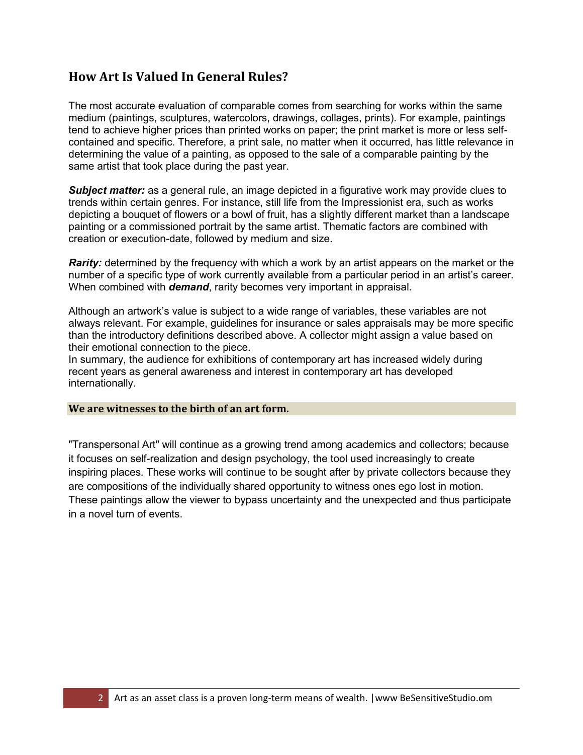## How Art Is Valued In General Rules?

The most accurate evaluation of comparable comes from searching for works within the same medium (paintings, sculptures, watercolors, drawings, collages, prints). For example, paintings tend to achieve higher prices than printed works on paper; the print market is more or less self-contained and specific. Therefore, a print sale, no matter when it occurred, has little relevance in determining the value of a painting, as opposed to the sale of a comparable painting by the same artist that took place during the past year.

***Subject matter:*** as a general rule, an image depicted in a figurative work may provide clues to trends within certain genres. For instance, still life from the Impressionist era, such as works depicting a bouquet of flowers or a bowl of fruit, has a slightly different market than a landscape painting or a commissioned portrait by the same artist. Thematic factors are combined with creation or execution-date, followed by medium and size.

***Rarity:*** determined by the frequency with which a work by an artist appears on the market or the number of a specific type of work currently available from a particular period in an artist's career. When combined with ***demand***, rarity becomes very important in appraisal.

Although an artwork's value is subject to a wide range of variables, these variables are not always relevant. For example, guidelines for insurance or sales appraisals may be more specific than the introductory definitions described above. A collector might assign a value based on their emotional connection to the piece.
In summary, the audience for exhibitions of contemporary art has increased widely during recent years as general awareness and interest in contemporary art has developed internationally.

**We are witnesses to the birth of an art form.**

"Transpersonal Art" will continue as a growing trend among academics and collectors; because it focuses on self-realization and design psychology, the tool used increasingly to create inspiring places. These works will continue to be sought after by private collectors because they are compositions of the individually shared opportunity to witness ones ego lost in motion. These paintings allow the viewer to bypass uncertainty and the unexpected and thus participate in a novel turn of events.